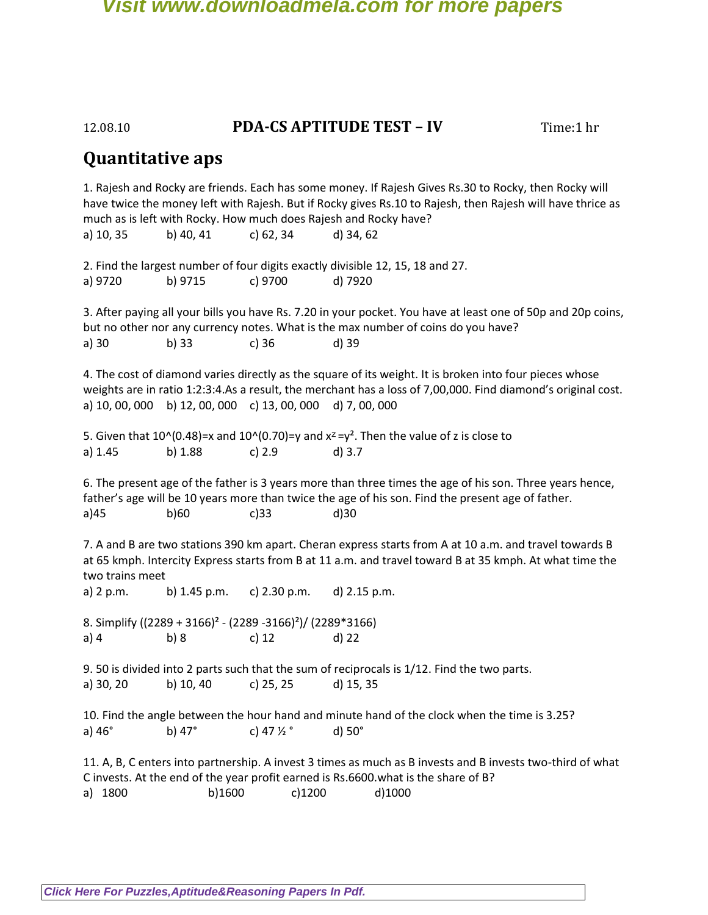12.08.10 **PDA-CS APTITUDE TEST – IV** Time:1 hr

## Quantitative aps

1. Rajesh and Rocky are friends. Each has some money. If Rajesh Gives Rs.30 to Rocky, then Rocky will have twice the money left with Rajesh. But if Rocky gives Rs.10 to Rajesh, then Rajesh will have thrice as much as is left with Rocky. How much does Rajesh and Rocky have?
a) 10, 35 b) 40, 41 c) 62, 34 d) 34, 62

2. Find the largest number of four digits exactly divisible 12, 15, 18 and 27.
a) 9720 b) 9715 c) 9700 d) 7920

3. After paying all your bills you have Rs. 7.20 in your pocket. You have at least one of 50p and 20p coins, but no other nor any currency notes. What is the max number of coins do you have?
a) 30 b) 33 c) 36 d) 39

4. The cost of diamond varies directly as the square of its weight. It is broken into four pieces whose weights are in ratio 1:2:3:4.As a result, the merchant has a loss of 7,00,000. Find diamond's original cost.
a) 10, 00, 000 b) 12, 00, 000 c) 13, 00, 000 d) 7, 00, 000

5. Given that $10^{(0.48)}=x$ and $10^{(0.70)}=y$ and $x^z=y^2$. Then the value of z is close to
a) 1.45 b) 1.88 c) 2.9 d) 3.7

6. The present age of the father is 3 years more than three times the age of his son. Three years hence, father's age will be 10 years more than twice the age of his son. Find the present age of father.
a)45 b)60 c)33 d)30

7. A and B are two stations 390 km apart. Cheran express starts from A at 10 a.m. and travel towards B at 65 kmph. Intercity Express starts from B at 11 a.m. and travel toward B at 35 kmph. At what time the two trains meet
a) 2 p.m. b) 1.45 p.m. c) 2.30 p.m. d) 2.15 p.m.

8. Simplify $((2289 + 3166)^2 - (2289 - 3166)^2)/ (2289*3166)$
a) 4 b) 8 c) 12 d) 22

9. 50 is divided into 2 parts such that the sum of reciprocals is 1/12. Find the two parts.
a) 30, 20 b) 10, 40 c) 25, 25 d) 15, 35

10. Find the angle between the hour hand and minute hand of the clock when the time is 3.25?
a) 46° b) 47° c) 47 ½ ° d) 50°

11. A, B, C enters into partnership. A invest 3 times as much as B invests and B invests two-third of what C invests. At the end of the year profit earned is Rs.6600.what is the share of B?
a) 1800 b)1600 c)1200 d)1000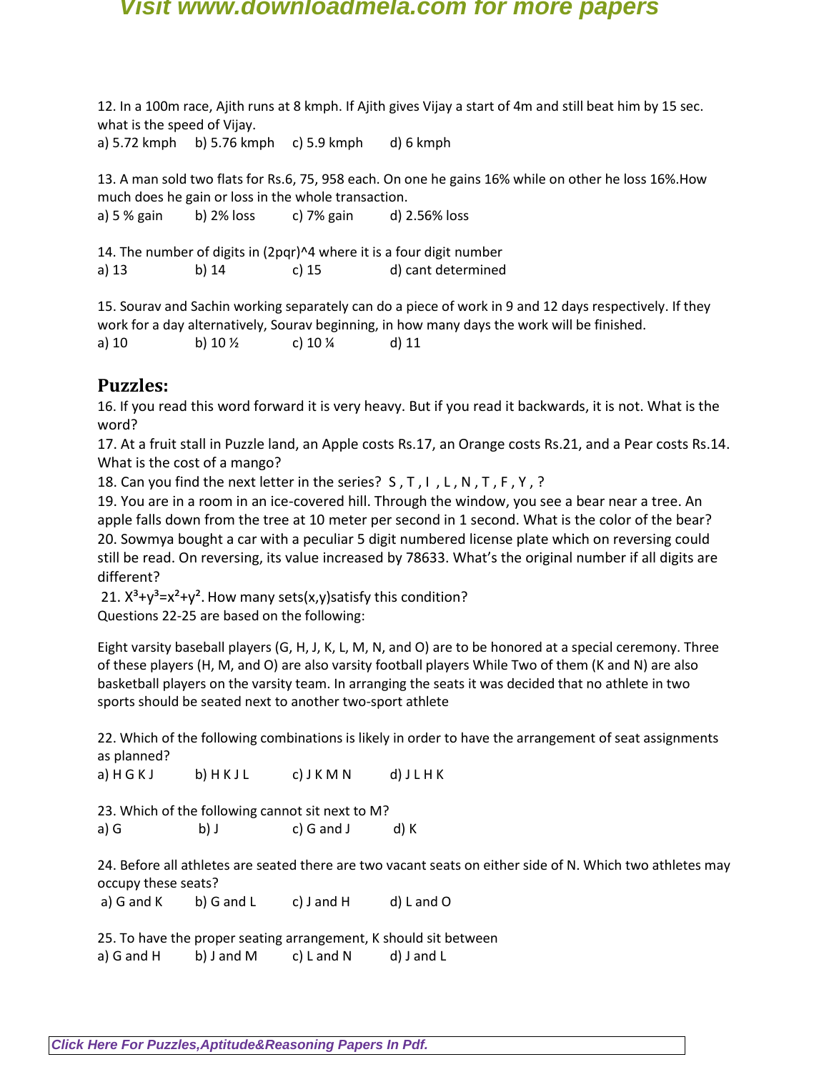12. In a 100m race, Ajith runs at 8 kmph. If Ajith gives Vijay a start of 4m and still beat him by 15 sec. what is the speed of Vijay.

a) 5.72 kmph b) 5.76 kmph c) 5.9 kmph d) 6 kmph

13. A man sold two flats for Rs.6, 75, 958 each. On one he gains 16% while on other he loss 16%.How much does he gain or loss in the whole transaction.

a) 5 % gain b) 2% loss c) 7% gain d) 2.56% loss

14. The number of digits in (2pqr)^4 where it is a four digit number

a) 13 b) 14 c) 15 d) cant determined

15. Sourav and Sachin working separately can do a piece of work in 9 and 12 days respectively. If they work for a day alternatively, Sourav beginning, in how many days the work will be finished.

a) 10 b) 10 ½ c) 10 ¼ d) 11

## Puzzles:

16. If you read this word forward it is very heavy. But if you read it backwards, it is not. What is the word?

17. At a fruit stall in Puzzle land, an Apple costs Rs.17, an Orange costs Rs.21, and a Pear costs Rs.14. What is the cost of a mango?

18. Can you find the next letter in the series? S , T , I , L , N , T , F , Y , ?

19. You are in a room in an ice-covered hill. Through the window, you see a bear near a tree. An apple falls down from the tree at 10 meter per second in 1 second. What is the color of the bear?

20. Sowmya bought a car with a peculiar 5 digit numbered license plate which on reversing could still be read. On reversing, its value increased by 78633. What's the original number if all digits are different?

21. $X^3+y^3=x^2+y^2$. How many sets(x,y)satisfy this condition?

Questions 22-25 are based on the following:

Eight varsity baseball players (G, H, J, K, L, M, N, and O) are to be honored at a special ceremony. Three of these players (H, M, and O) are also varsity football players While Two of them (K and N) are also basketball players on the varsity team. In arranging the seats it was decided that no athlete in two sports should be seated next to another two-sport athlete

22. Which of the following combinations is likely in order to have the arrangement of seat assignments as planned?

a) H G K J b) H K J L c) J K M N d) J L H K

23. Which of the following cannot sit next to M?

a) G b) J c) G and J d) K

24. Before all athletes are seated there are two vacant seats on either side of N. Which two athletes may occupy these seats?

a) G and K b) G and L c) J and H d) L and O

25. To have the proper seating arrangement, K should sit between

a) G and H b) J and M c) L and N d) J and L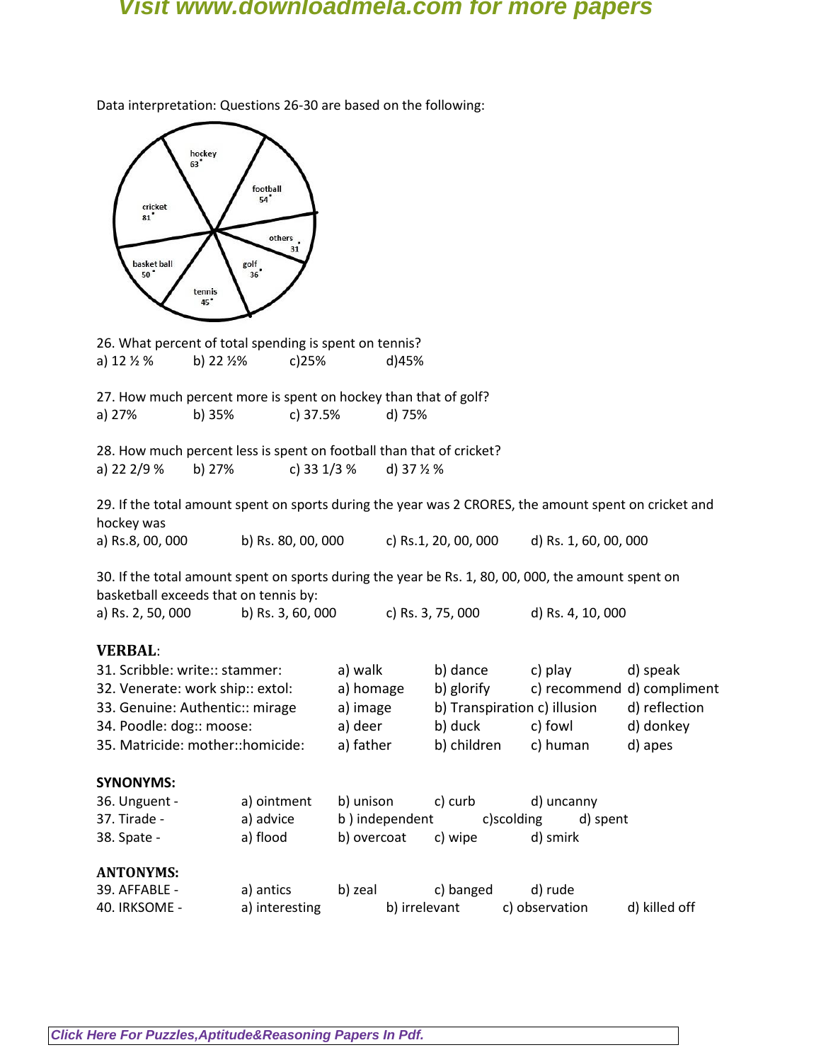Data interpretation: Questions 26-30 are based on the following:

hockey 63°
football 54°
others 31°
golf 36°
tennis 45°
basket ball 50°
cricket 81°

26. What percent of total spending is spent on tennis?
a) 12 ½ % b) 22 ½% c)25% d)45%

27. How much percent more is spent on hockey than that of golf?
a) 27% b) 35% c) 37.5% d) 75%

28. How much percent less is spent on football than that of cricket?
a) 22 2/9 % b) 27% c) 33 1/3 % d) 37 ½ %

29. If the total amount spent on sports during the year was 2 CRORES, the amount spent on cricket and hockey was
a) Rs.8, 00, 000 b) Rs. 80, 00, 000 c) Rs.1, 20, 00, 000 d) Rs. 1, 60, 00, 000

30. If the total amount spent on sports during the year be Rs. 1, 80, 00, 000, the amount spent on basketball exceeds that on tennis by:
a) Rs. 2, 50, 000 b) Rs. 3, 60, 000 c) Rs. 3, 75, 000 d) Rs. 4, 10, 000

**VERBAL**:

31. Scribble: write:: stammer: a) walk b) dance c) play d) speak
32. Venerate: work ship:: extol: a) homage b) glorify c) recommend d) compliment
33. Genuine: Authentic:: mirage a) image b) Transpiration c) illusion d) reflection
34. Poodle: dog:: moose: a) deer b) duck c) fowl d) donkey
35. Matricide: mother::homicide: a) father b) children c) human d) apes

**SYNONYMS:**

36. Unguent - a) ointment b) unison c) curb d) uncanny
37. Tirade - a) advice b ) independent c)scolding d) spent
38. Spate - a) flood b) overcoat c) wipe d) smirk

**ANTONYMS:**

39. AFFABLE - a) antics b) zeal c) banged d) rude
40. IRKSOME - a) interesting b) irrelevant c) observation d) killed off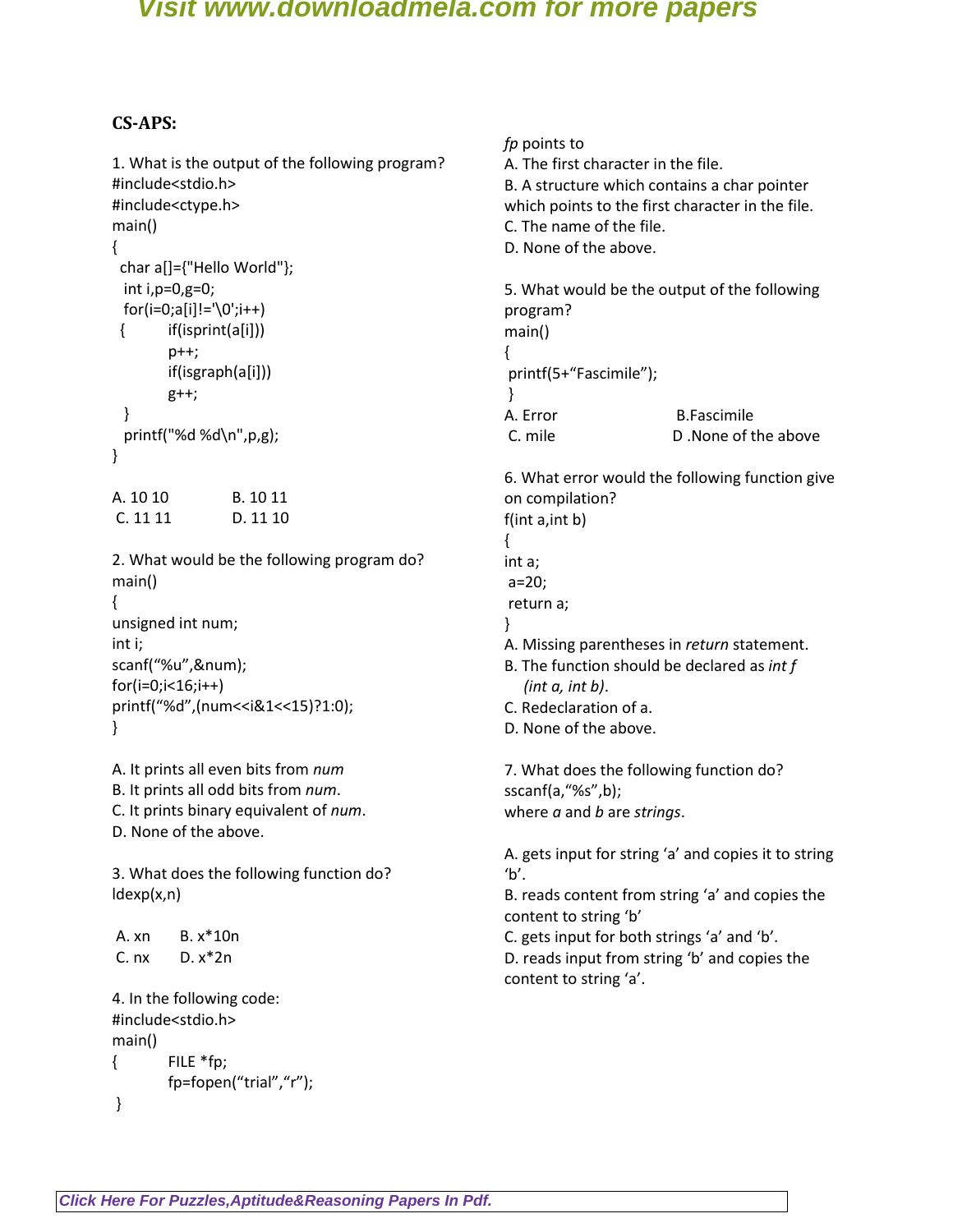**CS-APS:**

1. What is the output of the following program?

```
#include<stdio.h>
#include<ctype.h>
main()
{
  char a[]={"Hello World"};
  int i,p=0,g=0;
  for(i=0;a[i]!='\0';i++)
 {        if(isprint(a[i]))
          p++;
          if(isgraph(a[i]))
          g++;
  }
  printf("%d %d\n",p,g);
}
```

A. 10 10    B. 10 11
C. 11 11    D. 11 10

2. What would be the following program do?

```
main()
{
unsigned int num;
int i;
scanf("%u",&num);
for(i=0;i<16;i++)
printf("%d",(num<<i&1<<15)?1:0);
}
```

A. It prints all even bits from *num*
B. It prints all odd bits from *num*.
C. It prints binary equivalent of *num*.
D. None of the above.

3. What does the following function do?
ldexp(x,n)

A. xn    B. x*10n
C. nx    D. x*2n

4. In the following code:

```
#include<stdio.h>
main()
{         FILE *fp;
          fp=fopen("trial","r");
 }
```

*fp* points to
A. The first character in the file.
B. A structure which contains a char pointer which points to the first character in the file.
C. The name of the file.
D. None of the above.

5. What would be the output of the following program?

```
main()
{
 printf(5+"Fascimile");
 }
```

A. Error    B.Fascimile
C. mile    D .None of the above

6. What error would the following function give on compilation?

```
f(int a,int b)
{
int a;
 a=20;
 return a;
}
```

A. Missing parentheses in *return* statement.
B. The function should be declared as *int f (int a, int b)*.
C. Redeclaration of a.
D. None of the above.

7. What does the following function do?
sscanf(a,"%s",b);
where *a* and *b* are *strings*.

A. gets input for string 'a' and copies it to string 'b'.
B. reads content from string 'a' and copies the content to string 'b'
C. gets input for both strings 'a' and 'b'.
D. reads input from string 'b' and copies the content to string 'a'.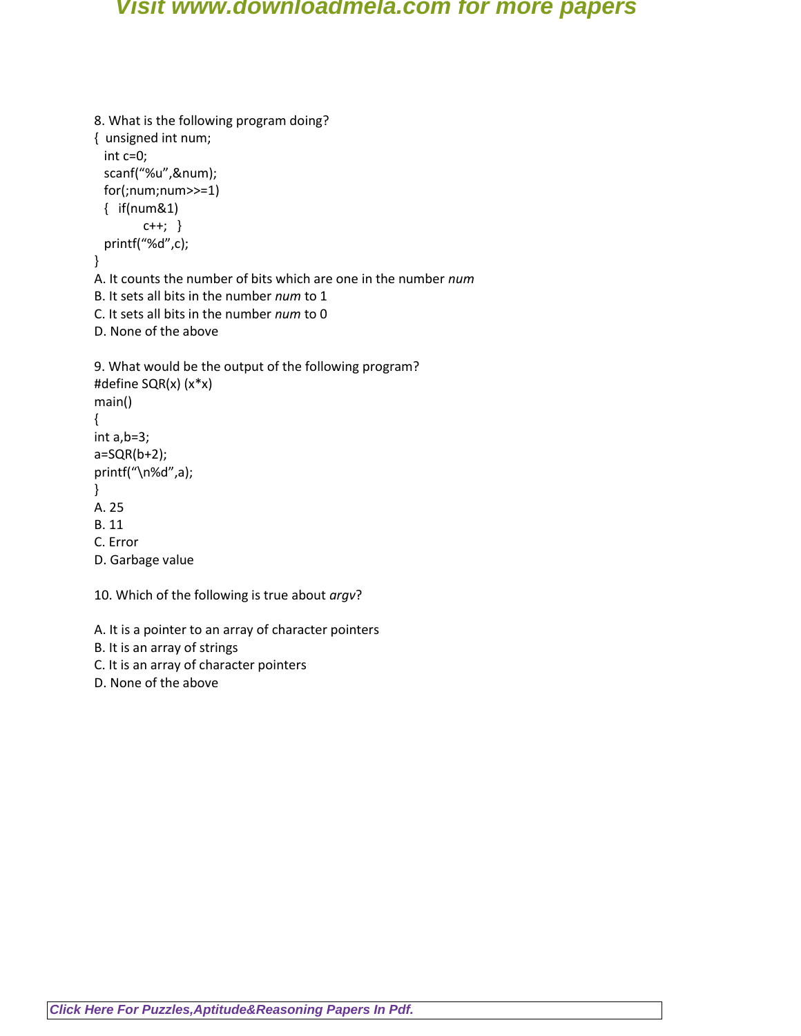8. What is the following program doing?

```
{  unsigned int num;
   int c=0;
   scanf(“%u”,&num);
   for(;num;num>>=1)
   {   if(num&1)
            c++;   }
   printf(“%d”,c);
}
```

A. It counts the number of bits which are one in the number *num*
B. It sets all bits in the number *num* to 1
C. It sets all bits in the number *num* to 0
D. None of the above

9. What would be the output of the following program?

```
#define SQR(x) (x*x)
main()
{
int a,b=3;
a=SQR(b+2);
printf(“\n%d”,a);
}
```

A. 25
B. 11
C. Error
D. Garbage value

10. Which of the following is true about *argv*?

A. It is a pointer to an array of character pointers
B. It is an array of strings
C. It is an array of character pointers
D. None of the above